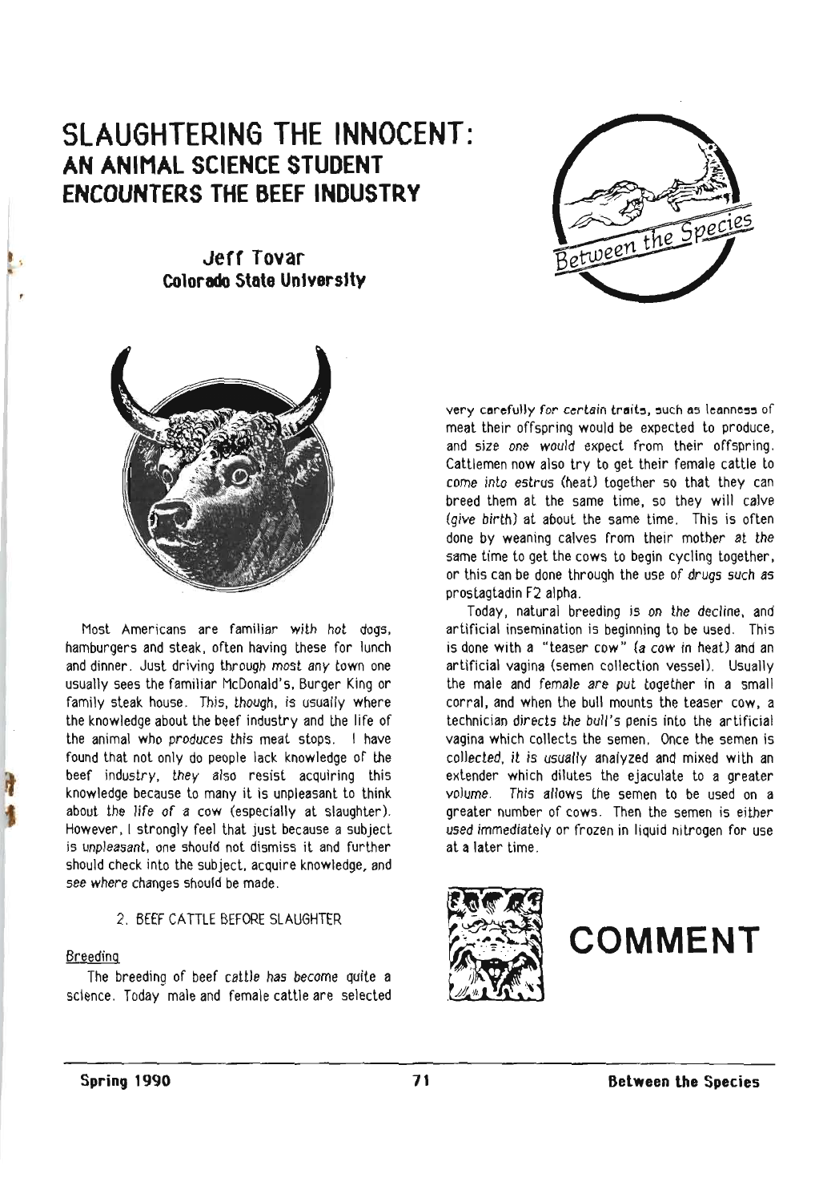# SLAUGHTERING THE INNOCENT:
## AN ANIMAL SCIENCE STUDENT ENCOUNTERS THE BEEF INDUSTRY

**Jeff Tovar**
**Colorado State University**

Most Americans are familiar with hot dogs, hamburgers and steak, often having these for lunch and dinner. Just driving through most any town one usually sees the familiar McDonald's, Burger King or family steak house. This, though, is usually where the knowledge about the beef industry and the life of the animal who produces this meat stops. I have found that not only do people lack knowledge of the beef industry, they also resist acquiring this knowledge because to many it is unpleasant to think about the life of a cow (especially at slaughter). However, I strongly feel that just because a subject is unpleasant, one should not dismiss it and further should check into the subject, acquire knowledge, and see where changes should be made.

2. BEEF CATTLE BEFORE SLAUGHTER

Breeding

The breeding of beef cattle has become quite a science. Today male and female cattle are selected very carefully for certain traits, such as leanness of meat their offspring would be expected to produce, and size one would expect from their offspring. Cattlemen now also try to get their female cattle to come into estrus (heat) together so that they can breed them at the same time, so they will calve (give birth) at about the same time. This is often done by weaning calves from their mother at the same time to get the cows to begin cycling together, or this can be done through the use of drugs such as prostagtadin F2 alpha.

Today, natural breeding is on the decline, and artificial insemination is beginning to be used. This is done with a "teaser cow" (a cow in heat) and an artificial vagina (semen collection vessel). Usually the male and female are put together in a small corral, and when the bull mounts the teaser cow, a technician directs the bull's penis into the artificial vagina which collects the semen. Once the semen is collected, it is usually analyzed and mixed with an extender which dilutes the ejaculate to a greater volume. This allows the semen to be used on a greater number of cows. Then the semen is either used immediately or frozen in liquid nitrogen for use at a later time.

**COMMENT**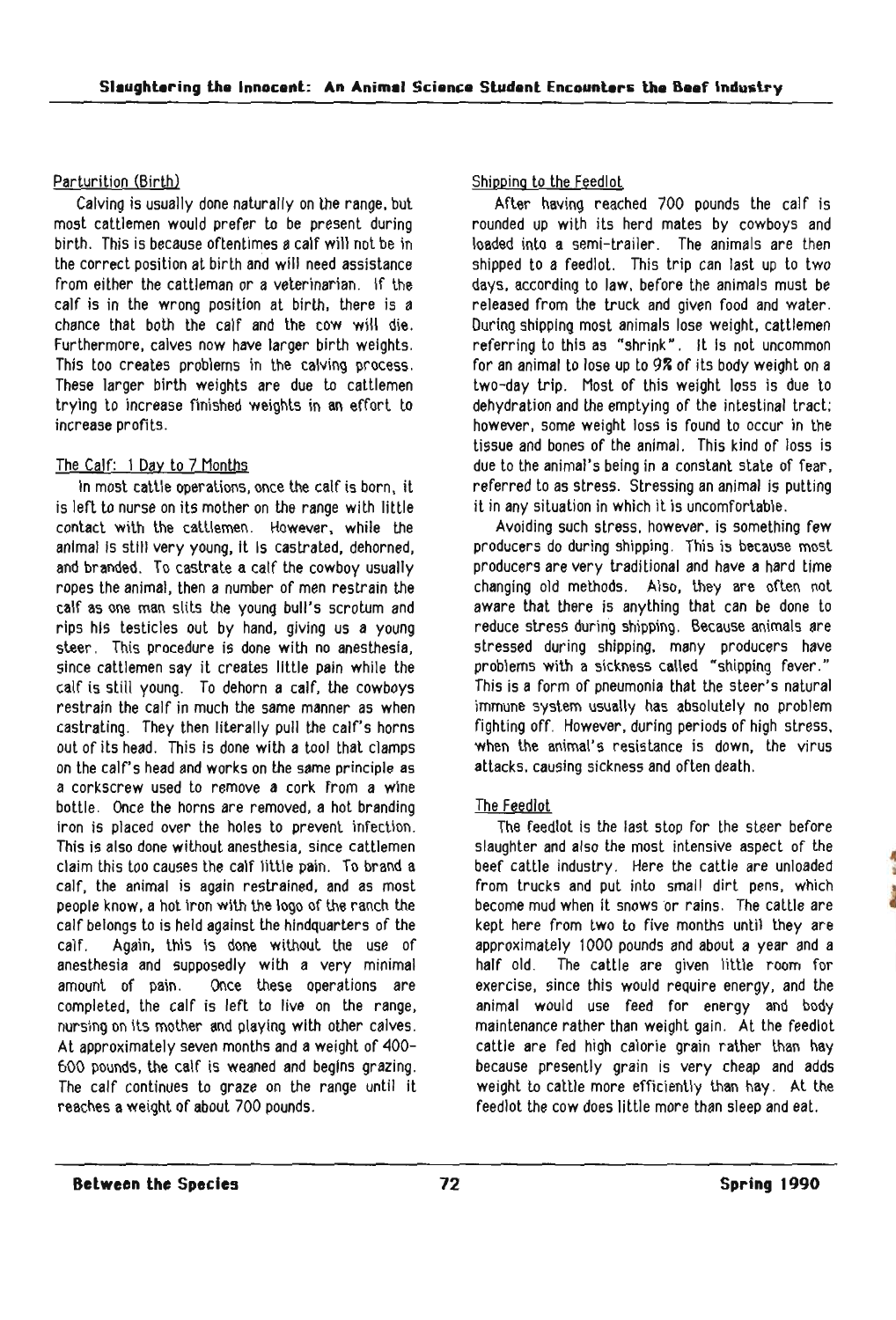Parturition (Birth)

Calving is usually done naturally on the range, but most cattlemen would prefer to be present during birth. This is because oftentimes a calf will not be in the correct position at birth and will need assistance from either the cattleman or a veterinarian. If the calf is in the wrong position at birth, there is a chance that both the calf and the cow will die. Furthermore, calves now have larger birth weights. This too creates problems in the calving process. These larger birth weights are due to cattlemen trying to increase finished weights in an effort to increase profits.

The Calf: 1 Day to 7 Months

In most cattle operations, once the calf is born, it is left to nurse on its mother on the range with little contact with the cattlemen. However, while the animal is still very young, it is castrated, dehorned, and branded. To castrate a calf the cowboy usually ropes the animal, then a number of men restrain the calf as one man slits the young bull's scrotum and rips his testicles out by hand, giving us a young steer. This procedure is done with no anesthesia, since cattlemen say it creates little pain while the calf is still young. To dehorn a calf, the cowboys restrain the calf in much the same manner as when castrating. They then literally pull the calf's horns out of its head. This is done with a tool that clamps on the calf's head and works on the same principle as a corkscrew used to remove a cork from a wine bottle. Once the horns are removed, a hot branding iron is placed over the holes to prevent infection. This is also done without anesthesia, since cattlemen claim this too causes the calf little pain. To brand a calf, the animal is again restrained, and as most people know, a hot iron with the logo of the ranch the calf belongs to is held against the hindquarters of the calf. Again, this is done without the use of anesthesia and supposedly with a very minimal amount of pain. Once these operations are completed, the calf is left to live on the range, nursing on its mother and playing with other calves. At approximately seven months and a weight of 400-600 pounds, the calf is weaned and begins grazing. The calf continues to graze on the range until it reaches a weight of about 700 pounds.

Shipping to the Feedlot

After having reached 700 pounds the calf is rounded up with its herd mates by cowboys and loaded into a semi-trailer. The animals are then shipped to a feedlot. This trip can last up to two days, according to law, before the animals must be released from the truck and given food and water. During shipping most animals lose weight, cattlemen referring to this as "shrink". It is not uncommon for an animal to lose up to 9% of its body weight on a two-day trip. Most of this weight loss is due to dehydration and the emptying of the intestinal tract; however, some weight loss is found to occur in the tissue and bones of the animal. This kind of loss is due to the animal's being in a constant state of fear, referred to as stress. Stressing an animal is putting it in any situation in which it is uncomfortable.

Avoiding such stress, however, is something few producers do during shipping. This is because most producers are very traditional and have a hard time changing old methods. Also, they are often not aware that there is anything that can be done to reduce stress during shipping. Because animals are stressed during shipping, many producers have problems with a sickness called "shipping fever." This is a form of pneumonia that the steer's natural immune system usually has absolutely no problem fighting off. However, during periods of high stress, when the animal's resistance is down, the virus attacks, causing sickness and often death.

The Feedlot

The feedlot is the last stop for the steer before slaughter and also the most intensive aspect of the beef cattle industry. Here the cattle are unloaded from trucks and put into small dirt pens, which become mud when it snows or rains. The cattle are kept here from two to five months until they are approximately 1000 pounds and about a year and a half old. The cattle are given little room for exercise, since this would require energy, and the animal would use feed for energy and body maintenance rather than weight gain. At the feedlot cattle are fed high calorie grain rather than hay because presently grain is very cheap and adds weight to cattle more efficiently than hay. At the feedlot the cow does little more than sleep and eat.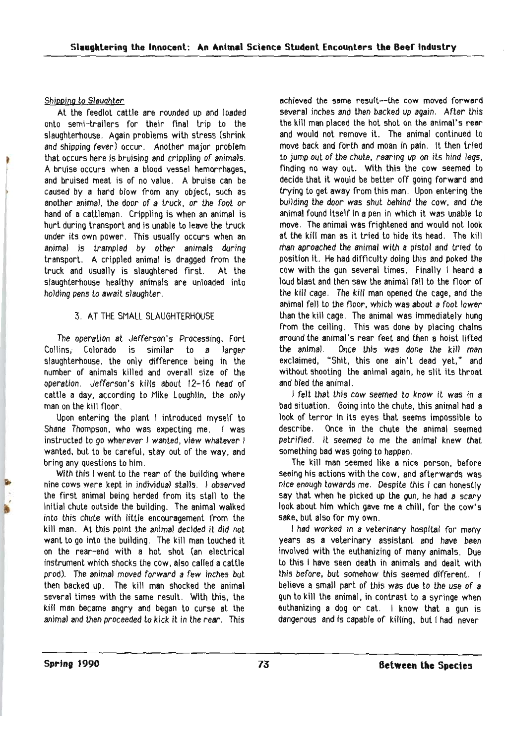*Shipping to Slaughter*

At the feedlot cattle are rounded up and loaded onto semi-trailers for their final trip to the slaughterhouse. Again problems with stress (shrink and shipping fever) occur. Another major problem that occurs here is bruising and crippling of animals. A bruise occurs when a blood vessel hemorrhages, and bruised meat is of no value. A bruise can be caused by a hard blow from any object, such as another animal, the door of a truck, or the foot or hand of a cattleman. Crippling is when an animal is hurt during transport and is unable to leave the truck under its own power. This usually occurs when an animal is trampled by other animals during transport. A crippled animal is dragged from the truck and usually is slaughtered first. At the slaughterhouse healthy animals are unloaded into holding pens to await slaughter.

### 3. AT THE SMALL SLAUGHTERHOUSE

The operation at Jefferson's Processing, Fort Collins, Colorado is similar to a larger slaughterhouse, the only difference being in the number of animals killed and overall size of the operation. Jefferson's kills about 12-16 head of cattle a day, according to Mike Loughlin, the only man on the kill floor.

Upon entering the plant I introduced myself to Shane Thompson, who was expecting me. I was instructed to go wherever I wanted, view whatever I wanted, but to be careful, stay out of the way, and bring any questions to him.

With this I went to the rear of the building where nine cows were kept in individual stalls. I observed the first animal being herded from its stall to the initial chute outside the building. The animal walked into this chute with little encouragement from the kill man. At this point the animal decided it did not want to go into the building. The kill man touched it on the rear-end with a hot shot (an electrical instrument which shocks the cow, also called a cattle prod). The animal moved forward a few inches but then backed up. The kill man shocked the animal several times with the same result. With this, the kill man became angry and began to curse at the animal and then proceeded to kick it in the rear. This achieved the same result--the cow moved forward several inches and then backed up again. After this the kill man placed the hot shot on the animal's rear and would not remove it. The animal continued to move back and forth and moan in pain. It then tried to jump out of the chute, rearing up on its hind legs, finding no way out. With this the cow seemed to decide that it would be better off going forward and trying to get away from this man. Upon entering the building the door was shut behind the cow, and the animal found itself in a pen in which it was unable to move. The animal was frightened and would not look at the kill man as it tried to hide its head. The kill man aproached the animal with a pistol and tried to position it. He had difficulty doing this and poked the cow with the gun several times. Finally I heard a loud blast and then saw the animal fall to the floor of the kill cage. The kill man opened the cage, and the animal fell to the floor, which was about a foot lower than the kill cage. The animal was immediately hung from the ceiling. This was done by placing chains around the animal's rear feet and then a hoist lifted the animal. Once this was done the kill man exclaimed, "Shit, this one ain't dead yet," and without shooting the animal again, he slit its throat and bled the animal.

I felt that this cow seemed to know it was in a bad situation. Going into the chute, this animal had a look of terror in its eyes that seems impossible to describe. Once in the chute the animal seemed petrified. It seemed to me the animal knew that something bad was going to happen.

The kill man seemed like a nice person, before seeing his actions with the cow, and afterwards was nice enough towards me. Despite this I can honestly say that when he picked up the gun, he had a scary look about him which gave me a chill, for the cow's sake, but also for my own.

I had worked in a veterinary hospital for many years as a veterinary assistant and have been involved with the euthanizing of many animals. Due to this I have seen death in animals and dealt with this before, but somehow this seemed different. I believe a small part of this was due to the use of a gun to kill the animal, in contrast to a syringe when euthanizing a dog or cat. I know that a gun is dangerous and is capable of killing, but I had never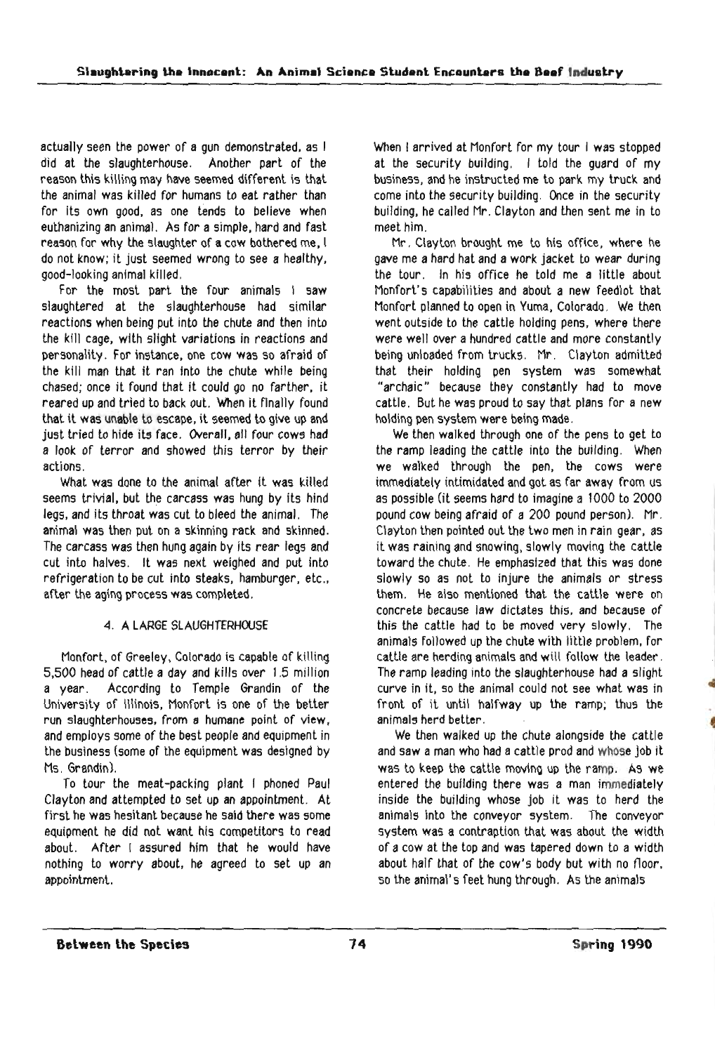actually seen the power of a gun demonstrated, as I did at the slaughterhouse. Another part of the reason this killing may have seemed different is that the animal was killed for humans to eat rather than for its own good, as one tends to believe when euthanizing an animal. As for a simple, hard and fast reason for why the slaughter of a cow bothered me, I do not know; it just seemed wrong to see a healthy, good-looking animal killed.

For the most part the four animals I saw slaughtered at the slaughterhouse had similar reactions when being put into the chute and then into the kill cage, with slight variations in reactions and personality. For instance, one cow was so afraid of the kill man that it ran into the chute while being chased; once it found that it could go no farther, it reared up and tried to back out. When it finally found that it was unable to escape, it seemed to give up and just tried to hide its face. Overall, all four cows had a look of terror and showed this terror by their actions.

What was done to the animal after it was killed seems trivial, but the carcass was hung by its hind legs, and its throat was cut to bleed the animal. The animal was then put on a skinning rack and skinned. The carcass was then hung again by its rear legs and cut into halves. It was next weighed and put into refrigeration to be cut into steaks, hamburger, etc., after the aging process was completed.

## 4. A LARGE SLAUGHTERHOUSE

Monfort, of Greeley, Colorado is capable of killing 5,500 head of cattle a day and kills over 1.5 million a year. According to Temple Grandin of the University of Illinois, Monfort is one of the better run slaughterhouses, from a humane point of view, and employs some of the best people and equipment in the business (some of the equipment was designed by Ms. Grandin).

To tour the meat-packing plant I phoned Paul Clayton and attempted to set up an appointment. At first he was hesitant because he said there was some equipment he did not want his competitors to read about. After I assured him that he would have nothing to worry about, he agreed to set up an appointment.

When I arrived at Monfort for my tour I was stopped at the security building. I told the guard of my business, and he instructed me to park my truck and come into the security building. Once in the security building, he called Mr. Clayton and then sent me in to meet him.

Mr. Clayton brought me to his office, where he gave me a hard hat and a work jacket to wear during the tour. In his office he told me a little about Monfort's capabilities and about a new feedlot that Monfort planned to open in Yuma, Colorado. We then went outside to the cattle holding pens, where there were well over a hundred cattle and more constantly being unloaded from trucks. Mr. Clayton admitted that their holding pen system was somewhat "archaic" because they constantly had to move cattle. But he was proud to say that plans for a new holding pen system were being made.

We then walked through one of the pens to get to the ramp leading the cattle into the building. When we walked through the pen, the cows were immediately intimidated and got as far away from us as possible (it seems hard to imagine a 1000 to 2000 pound cow being afraid of a 200 pound person). Mr. Clayton then pointed out the two men in rain gear, as it was raining and snowing, slowly moving the cattle toward the chute. He emphasized that this was done slowly so as not to injure the animals or stress them. He also mentioned that the cattle were on concrete because law dictates this, and because of this the cattle had to be moved very slowly. The animals followed up the chute with little problem, for cattle are herding animals and will follow the leader. The ramp leading into the slaughterhouse had a slight curve in it, so the animal could not see what was in front of it until halfway up the ramp; thus the animals herd better.

We then walked up the chute alongside the cattle and saw a man who had a cattle prod and whose job it was to keep the cattle moving up the ramp. As we entered the building there was a man immediately inside the building whose job it was to herd the animals into the conveyor system. The conveyor system was a contraption that was about the width of a cow at the top and was tapered down to a width about half that of the cow's body but with no floor, so the animal's feet hung through. As the animals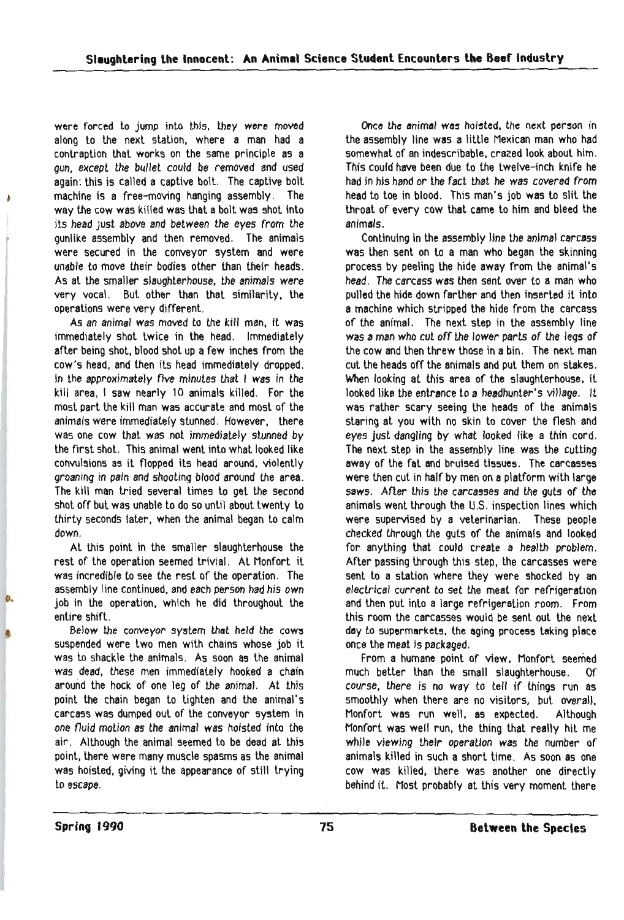were forced to jump into this, they were moved along to the next station, where a man had a contraption that works on the same principle as a gun, except the bullet could be removed and used again: this is called a captive bolt. The captive bolt machine is a free-moving hanging assembly. The way the cow was killed was that a bolt was shot into its head just above and between the eyes from the gunlike assembly and then removed. The animals were secured in the conveyor system and were unable to move their bodies other than their heads. As at the smaller slaughterhouse, the animals were very vocal. But other than that similarity, the operations were very different.

As an animal was moved to the kill man, it was immediately shot twice in the head. Immediately after being shot, blood shot up a few inches from the cow's head, and then its head immediately dropped. In the approximately five minutes that I was in the kill area, I saw nearly 10 animals killed. For the most part the kill man was accurate and most of the animals were immediately stunned. However, there was one cow that was not immediately stunned by the first shot. This animal went into what looked like convulsions as it flopped its head around, violently groaning in pain and shooting blood around the area. The kill man tried several times to get the second shot off but was unable to do so until about twenty to thirty seconds later, when the animal began to calm down.

At this point in the smaller slaughterhouse the rest of the operation seemed trivial. At Monfort it was incredible to see the rest of the operation. The assembly line continued, and each person had his own job in the operation, which he did throughout the entire shift.

Below the conveyor system that held the cows suspended were two men with chains whose job it was to shackle the animals. As soon as the animal was dead, these men immediately hooked a chain around the hock of one leg of the animal. At this point the chain began to tighten and the animal's carcass was dumped out of the conveyor system in one fluid motion as the animal was hoisted into the air. Although the animal seemed to be dead at this point, there were many muscle spasms as the animal was hoisted, giving it the appearance of still trying to escape.

Once the animal was hoisted, the next person in the assembly line was a little Mexican man who had somewhat of an indescribable, crazed look about him. This could have been due to the twelve-inch knife he had in his hand or the fact that he was covered from head to toe in blood. This man's job was to slit the throat of every cow that came to him and bleed the animals.

Continuing in the assembly line the animal carcass was then sent on to a man who began the skinning process by peeling the hide away from the animal's head. The carcass was then sent over to a man who pulled the hide down farther and then inserted it into a machine which stripped the hide from the carcass of the animal. The next step in the assembly line was a man who cut off the lower parts of the legs of the cow and then threw those in a bin. The next man cut the heads off the animals and put them on stakes. When looking at this area of the slaughterhouse, it looked like the entrance to a headhunter's village. It was rather scary seeing the heads of the animals staring at you with no skin to cover the flesh and eyes just dangling by what looked like a thin cord. The next step in the assembly line was the cutting away of the fat and bruised tissues. The carcasses were then cut in half by men on a platform with large saws. After this the carcasses and the guts of the animals went through the U.S. inspection lines which were supervised by a veterinarian. These people checked through the guts of the animals and looked for anything that could create a health problem. After passing through this step, the carcasses were sent to a station where they were shocked by an electrical current to set the meat for refrigeration and then put into a large refrigeration room. From this room the carcasses would be sent out the next day to supermarkets, the aging process taking place once the meat is packaged.

From a humane point of view, Monfort seemed much better than the small slaughterhouse. Of course, there is no way to tell if things run as smoothly when there are no visitors, but overall, Monfort was run well, as expected. Although Monfort was well run, the thing that really hit me while viewing their operation was the number of animals killed in such a short time. As soon as one cow was killed, there was another one directly behind it. Most probably at this very moment there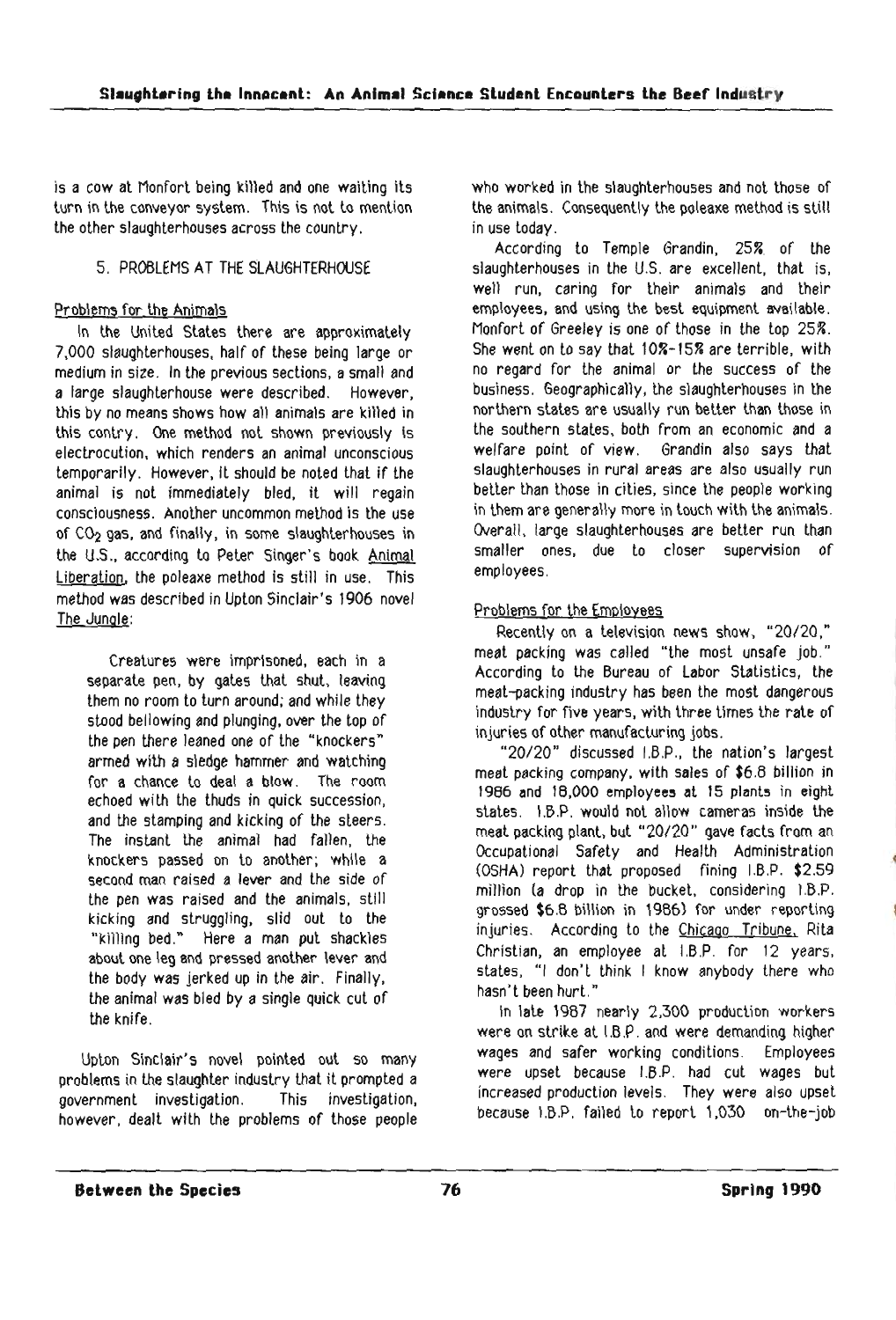is a cow at Monfort being killed and one waiting its turn in the conveyor system. This is not to mention the other slaughterhouses across the country.

## 5. PROBLEMS AT THE SLAUGHTERHOUSE

### Problems for the Animals

In the United States there are approximately 7,000 slaughterhouses, half of these being large or medium in size. In the previous sections, a small and a large slaughterhouse were described. However, this by no means shows how all animals are killed in this contry. One method not shown previously is electrocution, which renders an animal unconscious temporarily. However, it should be noted that if the animal is not immediately bled, it will regain consciousness. Another uncommon method is the use of $CO_2$ gas, and finally, in some slaughterhouses in the U.S., according to Peter Singer's book Animal Liberation, the poleaxe method is still in use. This method was described in Upton Sinclair's 1906 novel The Jungle:

> Creatures were imprisoned, each in a separate pen, by gates that shut, leaving them no room to turn around; and while they stood bellowing and plunging, over the top of the pen there leaned one of the "knockers" armed with a sledge hammer and watching for a chance to deal a blow. The room echoed with the thuds in quick succession, and the stamping and kicking of the steers. The instant the animal had fallen, the knockers passed on to another; while a second man raised a lever and the side of the pen was raised and the animals, still kicking and struggling, slid out to the "killing bed." Here a man put shackles about one leg and pressed another lever and the body was jerked up in the air. Finally, the animal was bled by a single quick cut of the knife.

Upton Sinclair's novel pointed out so many problems in the slaughter industry that it prompted a government investigation. This investigation, however, dealt with the problems of those people who worked in the slaughterhouses and not those of the animals. Consequently the poleaxe method is still in use today.

According to Temple Grandin, 25% of the slaughterhouses in the U.S. are excellent, that is, well run, caring for their animals and their employees, and using the best equipment available. Monfort of Greeley is one of those in the top 25%. She went on to say that 10%-15% are terrible, with no regard for the animal or the success of the business. Geographically, the slaughterhouses in the northern states are usually run better than those in the southern states, both from an economic and a welfare point of view. Grandin also says that slaughterhouses in rural areas are also usually run better than those in cities, since the people working in them are generally more in touch with the animals. Overall, large slaughterhouses are better run than smaller ones, due to closer supervision of employees.

### Problems for the Employees

Recently on a television news show, "20/20," meat packing was called "the most unsafe job." According to the Bureau of Labor Statistics, the meat-packing industry has been the most dangerous industry for five years, with three times the rate of injuries of other manufacturing jobs.

"20/20" discussed I.B.P., the nation's largest meat packing company, with sales of $6.8 billion in 1986 and 18,000 employees at 15 plants in eight states. I.B.P. would not allow cameras inside the meat packing plant, but "20/20" gave facts from an Occupational Safety and Health Administration (OSHA) report that proposed fining I.B.P. $2.59 million (a drop in the bucket, considering I.B.P. grossed $6.8 billion in 1986) for under reporting injuries. According to the Chicago Tribune, Rita Christian, an employee at I.B.P. for 12 years, states, "I don't think I know anybody there who hasn't been hurt."

In late 1987 nearly 2,300 production workers were on strike at I.B.P. and were demanding higher wages and safer working conditions. Employees were upset because I.B.P. had cut wages but increased production levels. They were also upset because I.B.P. failed to report 1,030 on-the-job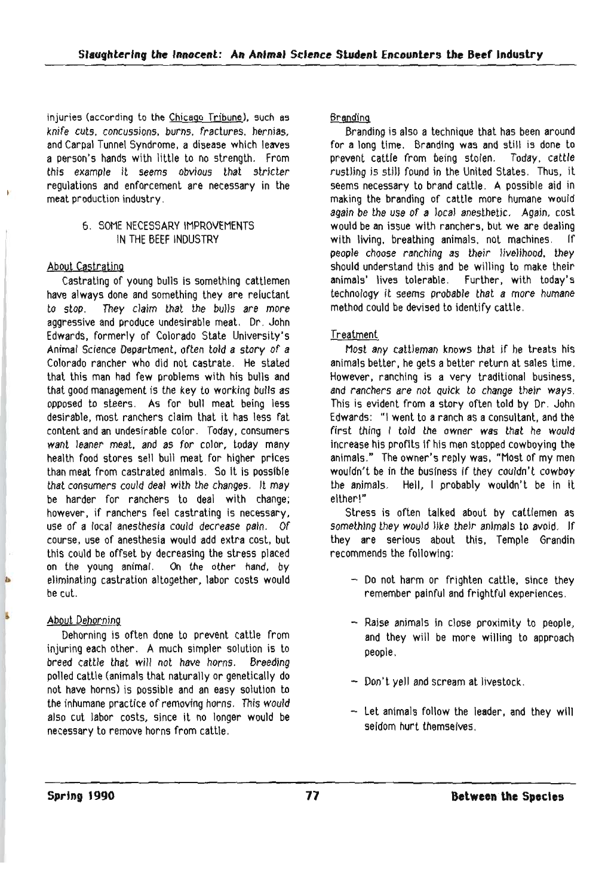injuries (according to the Chicago Tribune), such as *knife cuts, concussions, burns, fractures, hernias,* and Carpal Tunnel Syndrome, a disease which leaves a person's hands with little to no strength. From *this example it seems obvious that stricter* regulations and enforcement are necessary in the meat production industry.

## 6. SOME NECESSARY IMPROVEMENTS IN THE BEEF INDUSTRY

### About Castrating

Castrating of young bulls is something cattlemen have always done and something they are reluctant *to stop. They claim that the bulls are more* aggressive and produce undesirable meat. Dr. John Edwards, formerly of Colorado State University's Animal Science Department, *often told a story of a* Colorado rancher who did not castrate. He stated that this man had few problems with his bulls and that good management is the key to working *bulls* as opposed to steers. As for bull meat being less desirable, most ranchers claim that it has less fat content and an undesirable color. Today, consumers *want leaner meat, and as for* color, today many health food stores sell bull meat for higher prices than meat from castrated animals. So it is possible *that consumers could deal with the changes. It may* be harder for ranchers to deal with change; however, if ranchers feel castrating is necessary, use of a *local anesthesia could decrease pain. Of* course, use of anesthesia would add extra cost, but this could be offset by decreasing the stress placed on the young *animal*. On the other hand, by eliminating castration altogether, labor costs would be cut.

### About Dehorning

Dehorning is often done to prevent cattle from injuring each other. A much simpler solution is to *breed cattle that will not have horns. Breeding* polled cattle (animals that naturally or genetically do not have horns) is possible and an easy solution to the inhumane practice of removing horns. *This would* also cut labor costs, since it no longer would be necessary to remove horns from cattle.

### Branding

Branding is also a technique that has been around for a long time. Branding was and still is done to prevent cattle from being stolen. *Today, cattle rustling* is still found in the United States. Thus, it seems necessary to brand cattle. A possible aid in making the branding of cattle more humane would *again be the use of a local anesthetic.* Again, cost would be an issue with ranchers, but we are dealing with living, breathing animals, not machines. *If people choose ranching as their livelihood, they* should understand this and be willing to make their animals' lives tolerable. Further, with today's technology it seems *probable that a more humane* method could be devised to identify cattle.

### Treatment

Most *any* cattleman knows that if he treats his animals better, he gets a better return at sales time. However, ranching is a very traditional business, *and ranchers are not quick to change their ways.* This is evident from a story often told by Dr. John Edwards: "I went to a ranch as a consultant, and the *first thing I told the owner was that he would* increase his profits if his men stopped cowboying the animals." The owner's reply was, "Most of my men wouldn't be in the business if they couldn't cowboy the animals. Hell, I probably wouldn't be in it either!"

Stress is often talked about by cattlemen as *something they would like their animals to avoid.* If they are serious about this, Temple Grandin recommends the following:

- Do not harm or frighten cattle, since they remember painful and frightful experiences.
- Raise animals in close proximity to people, and they will be more willing to approach people.
- Don't yell and scream at livestock.
- Let animals follow the leader, and they will seldom hurt themselves.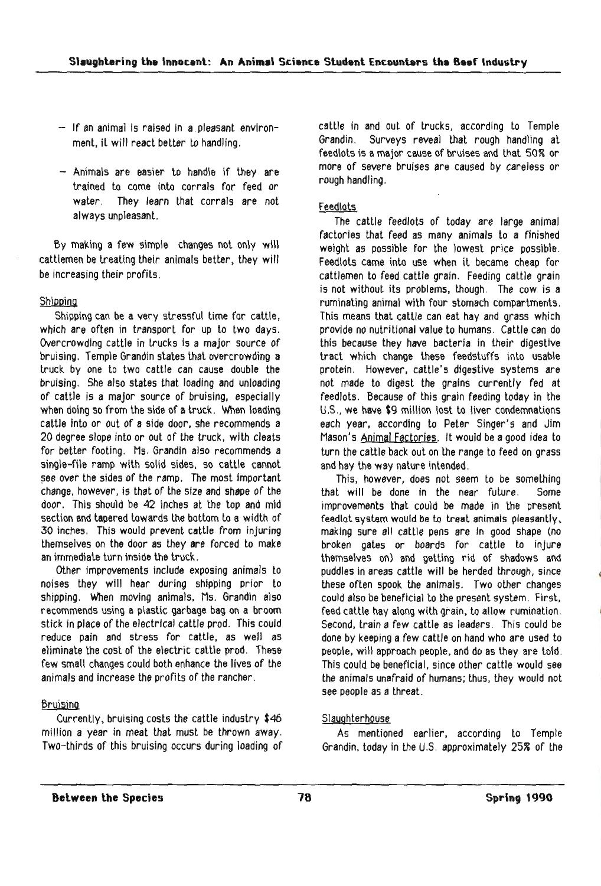- If an animal is raised in a pleasant environment, it will react better to handling.

- Animals are easier to handle if they are trained to come into corrals for feed or water. They learn that corrals are not always unpleasant.

By making a few simple changes not only will cattlemen be treating their animals better, they will be increasing their profits.

### Shipping

Shipping can be a very stressful time for cattle, which are often in transport for up to two days. Overcrowding cattle in trucks is a major source of bruising. Temple Grandin states that overcrowding a truck by one to two cattle can cause double the bruising. She also states that loading and unloading of cattle is a major source of bruising, especially when doing so from the side of a truck. When loading cattle into or out of a side door, she recommends a 20 degree slope into or out of the truck, with cleats for better footing. Ms. Grandin also recommends a single-file ramp with solid sides, so cattle cannot see over the sides of the ramp. The most important change, however, is that of the size and shape of the door. This should be 42 inches at the top and mid section and tapered towards the bottom to a width of 30 inches. This would prevent cattle from injuring themselves on the door as they are forced to make an immediate turn inside the truck.

Other improvements include exposing animals to noises they will hear during shipping prior to shipping. When moving animals, Ms. Grandin also recommends using a plastic garbage bag on a broom stick in place of the electrical cattle prod. This could reduce pain and stress for cattle, as well as eliminate the cost of the electric cattle prod. These few small changes could both enhance the lives of the animals and increase the profits of the rancher.

### Bruising

Currently, bruising costs the cattle industry $46 million a year in meat that must be thrown away. Two-thirds of this bruising occurs during loading of cattle in and out of trucks, according to Temple Grandin. Surveys reveal that rough handling at feedlots is a major cause of bruises and that 50% or more of severe bruises are caused by careless or rough handling.

### Feedlots

The cattle feedlots of today are large animal factories that feed as many animals to a finished weight as possible for the lowest price possible. Feedlots came into use when it became cheap for cattlemen to feed cattle grain. Feeding cattle grain is not without its problems, though. The cow is a ruminating animal with four stomach compartments. This means that cattle can eat hay and grass which provide no nutritional value to humans. Cattle can do this because they have bacteria in their digestive tract which change these feedstuffs into usable protein. However, cattle's digestive systems are not made to digest the grains currently fed at feedlots. Because of this grain feeding today in the U.S., we have $9 million lost to liver condemnations each year, according to Peter Singer's and Jim Mason's Animal Factories. It would be a good idea to turn the cattle back out on the range to feed on grass and hay the way nature intended.

This, however, does not seem to be something that will be done in the near future. Some improvements that could be made in the present feedlot system would be to treat animals pleasantly, making sure all cattle pens are in good shape (no broken gates or boards for cattle to injure themselves on) and getting rid of shadows and puddles in areas cattle will be herded through, since these often spook the animals. Two other changes could also be beneficial to the present system. First, feed cattle hay along with grain, to allow rumination. Second, train a few cattle as leaders. This could be done by keeping a few cattle on hand who are used to people, will approach people, and do as they are told. This could be beneficial, since other cattle would see the animals unafraid of humans; thus, they would not see people as a threat.

### Slaughterhouse

As mentioned earlier, according to Temple Grandin, today in the U.S. approximately 25% of the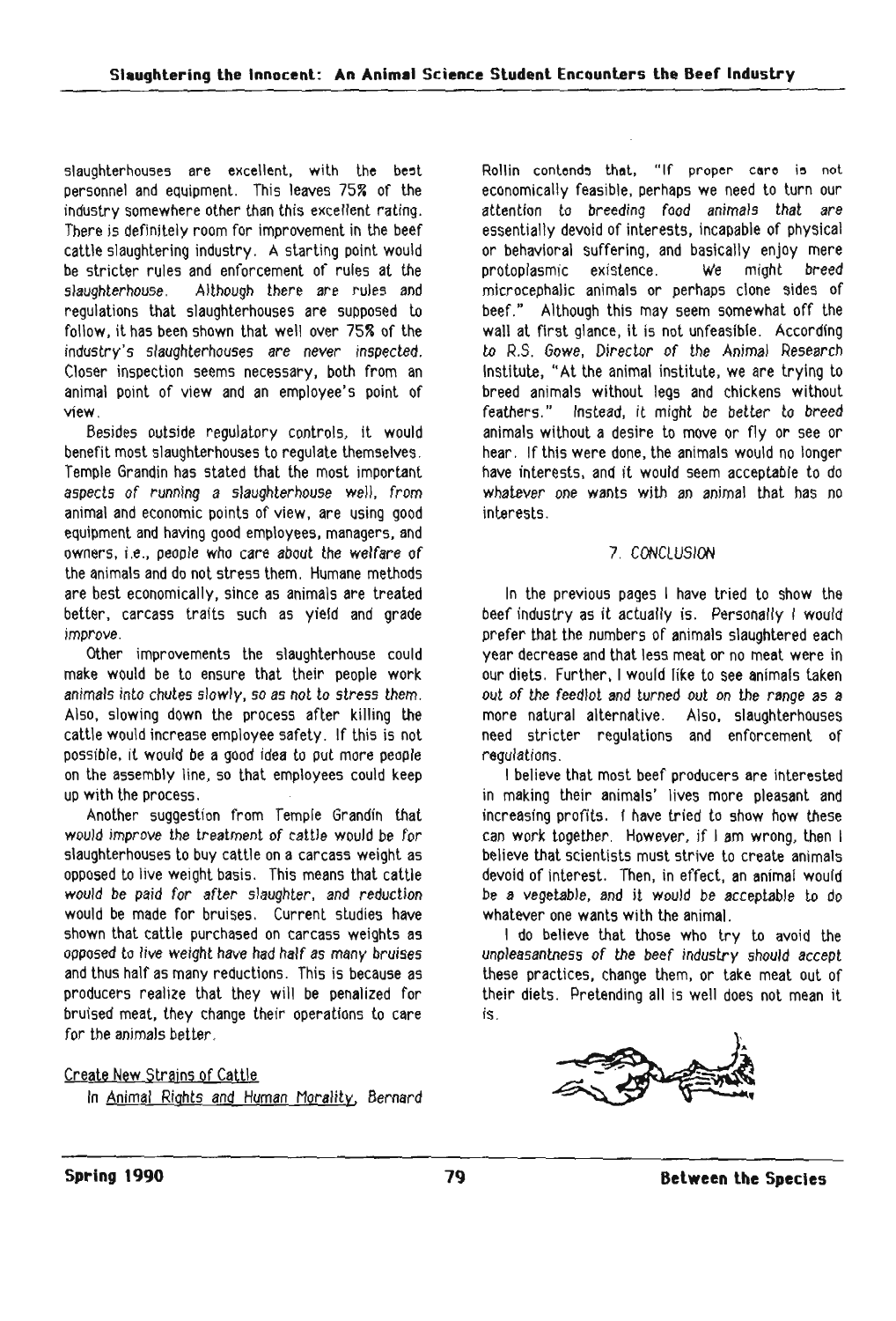slaughterhouses are excellent, with the best personnel and equipment. This leaves 75% of the industry somewhere other than this excellent rating. There is definitely room for improvement in the beef cattle slaughtering industry. A starting point would be stricter rules and enforcement of rules at the slaughterhouse. Although there are rules and regulations that slaughterhouses are supposed to follow, it has been shown that well over 75% of the industry's slaughterhouses are never inspected. Closer inspection seems necessary, both from an animal point of view and an employee's point of view.

Besides outside regulatory controls, it would benefit most slaughterhouses to regulate themselves. Temple Grandin has stated that the most important aspects of running a slaughterhouse well, from animal and economic points of view, are using good equipment and having good employees, managers, and owners, i.e., people who care about the welfare of the animals and do not stress them. Humane methods are best economically, since as animals are treated better, carcass traits such as yield and grade improve.

Other improvements the slaughterhouse could make would be to ensure that their people work animals into chutes slowly, so as not to stress them. Also, slowing down the process after killing the cattle would increase employee safety. If this is not possible, it would be a good idea to put more people on the assembly line, so that employees could keep up with the process.

Another suggestion from Temple Grandin that would improve the treatment of cattle would be for slaughterhouses to buy cattle on a carcass weight as opposed to live weight basis. This means that cattle would be paid for after slaughter, and reduction would be made for bruises. Current studies have shown that cattle purchased on carcass weights as opposed to live weight have had half as many bruises and thus half as many reductions. This is because as producers realize that they will be penalized for bruised meat, they change their operations to care for the animals better.

Create New Strains of Cattle

In Animal Rights and Human Morality, Bernard Rollin contends that, "If proper care is not economically feasible, perhaps we need to turn our attention to breeding food animals that are essentially devoid of interests, incapable of physical or behavioral suffering, and basically enjoy mere protoplasmic existence. We might breed microcephalic animals or perhaps clone sides of beef." Although this may seem somewhat off the wall at first glance, it is not unfeasible. According to R.S. Gowe, Director of the Animal Research Institute, "At the animal institute, we are trying to breed animals without legs and chickens without feathers." Instead, it might be better to breed animals without a desire to move or fly or see or hear. If this were done, the animals would no longer have interests, and it would seem acceptable to do whatever one wants with an animal that has no interests.

## 7. CONCLUSION

In the previous pages I have tried to show the beef industry as it actually is. Personally I would prefer that the numbers of animals slaughtered each year decrease and that less meat or no meat were in our diets. Further, I would like to see animals taken out of the feedlot and turned out on the range as a more natural alternative. Also, slaughterhouses need stricter regulations and enforcement of regulations.

I believe that most beef producers are interested in making their animals' lives more pleasant and increasing profits. I have tried to show how these can work together. However, if I am wrong, then I believe that scientists must strive to create animals devoid of interest. Then, in effect, an animal would be a vegetable, and it would be acceptable to do whatever one wants with the animal.

I do believe that those who try to avoid the unpleasantness of the beef industry should accept these practices, change them, or take meat out of their diets. Pretending all is well does not mean it is.